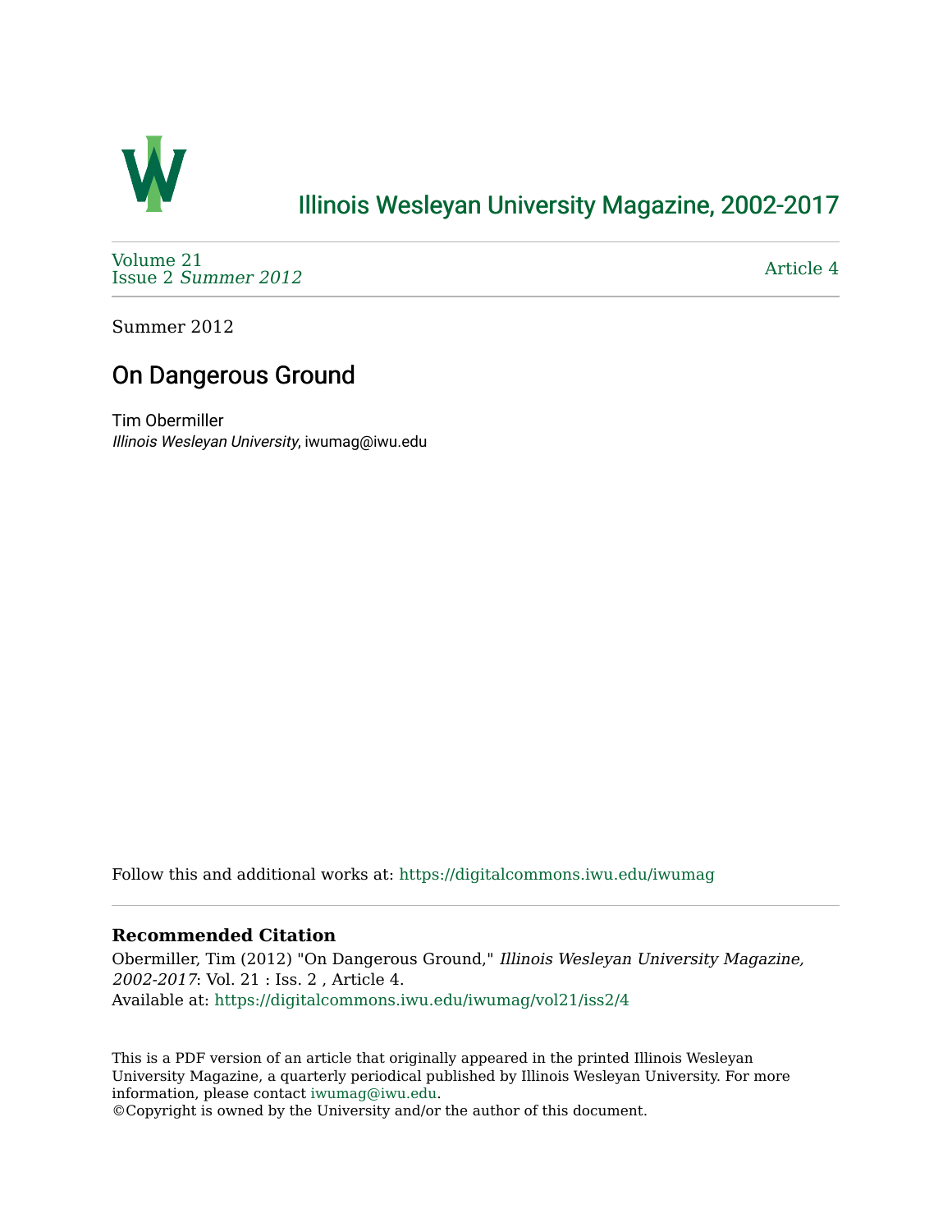# Illinois Wesleyan University Magazine, 2002-2017

Volume 21
Issue 2 *Summer 2012*

Article 4

Summer 2012

## On Dangerous Ground

Tim Obermiller
*Illinois Wesleyan University*, iwumag@iwu.edu

Follow this and additional works at: https://digitalcommons.iwu.edu/iwumag

### Recommended Citation

Obermiller, Tim (2012) "On Dangerous Ground," *Illinois Wesleyan University Magazine, 2002-2017*: Vol. 21 : Iss. 2 , Article 4.
Available at: https://digitalcommons.iwu.edu/iwumag/vol21/iss2/4

This is a PDF version of an article that originally appeared in the printed Illinois Wesleyan University Magazine, a quarterly periodical published by Illinois Wesleyan University. For more information, please contact iwumag@iwu.edu.
©Copyright is owned by the University and/or the author of this document.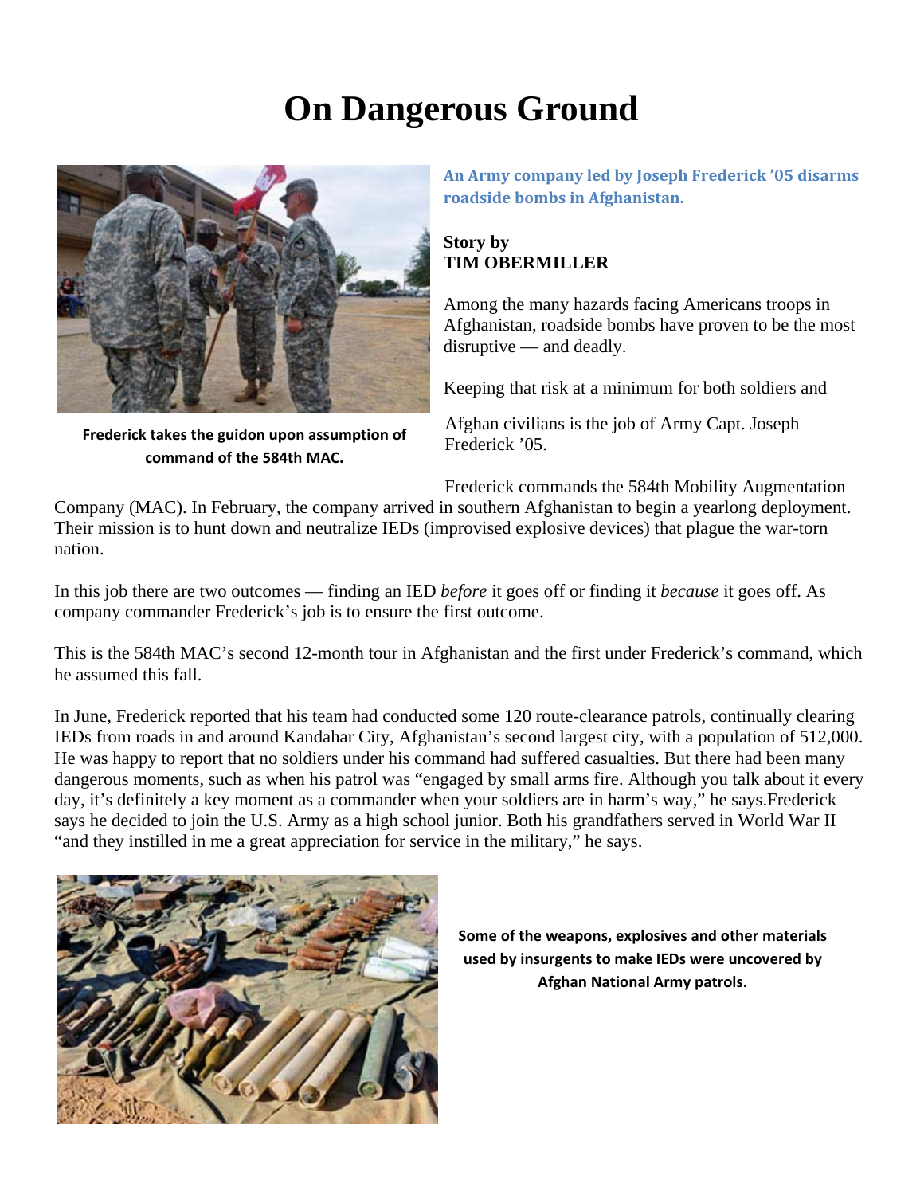# On Dangerous Ground

Frederick takes the guidon upon assumption of command of the 584th MAC.

**An Army company led by Joseph Frederick '05 disarms roadside bombs in Afghanistan.**

**Story by**
**TIM OBERMILLER**

Among the many hazards facing Americans troops in Afghanistan, roadside bombs have proven to be the most disruptive — and deadly.

Keeping that risk at a minimum for both soldiers and Afghan civilians is the job of Army Capt. Joseph Frederick '05.

Frederick commands the 584th Mobility Augmentation Company (MAC). In February, the company arrived in southern Afghanistan to begin a yearlong deployment. Their mission is to hunt down and neutralize IEDs (improvised explosive devices) that plague the war-torn nation.

In this job there are two outcomes — finding an IED *before* it goes off or finding it *because* it goes off. As company commander Frederick's job is to ensure the first outcome.

This is the 584th MAC's second 12-month tour in Afghanistan and the first under Frederick's command, which he assumed this fall.

In June, Frederick reported that his team had conducted some 120 route-clearance patrols, continually clearing IEDs from roads in and around Kandahar City, Afghanistan's second largest city, with a population of 512,000. He was happy to report that no soldiers under his command had suffered casualties. But there had been many dangerous moments, such as when his patrol was "engaged by small arms fire. Although you talk about it every day, it's definitely a key moment as a commander when your soldiers are in harm's way," he says.Frederick says he decided to join the U.S. Army as a high school junior. Both his grandfathers served in World War II "and they instilled in me a great appreciation for service in the military," he says.

**Some of the weapons, explosives and other materials used by insurgents to make IEDs were uncovered by Afghan National Army patrols.**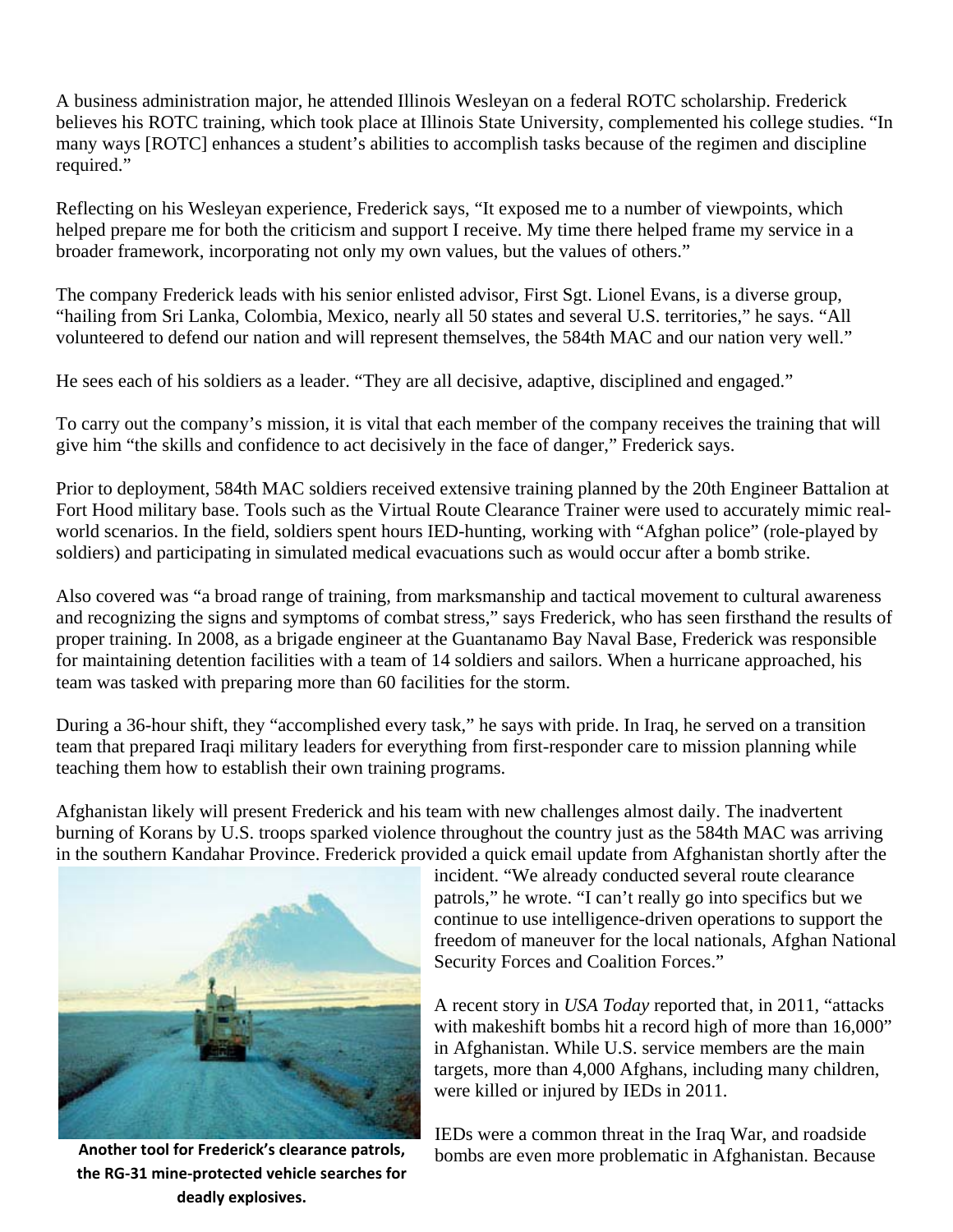A business administration major, he attended Illinois Wesleyan on a federal ROTC scholarship. Frederick believes his ROTC training, which took place at Illinois State University, complemented his college studies. "In many ways [ROTC] enhances a student's abilities to accomplish tasks because of the regimen and discipline required."

Reflecting on his Wesleyan experience, Frederick says, "It exposed me to a number of viewpoints, which helped prepare me for both the criticism and support I receive. My time there helped frame my service in a broader framework, incorporating not only my own values, but the values of others."

The company Frederick leads with his senior enlisted advisor, First Sgt. Lionel Evans, is a diverse group, "hailing from Sri Lanka, Colombia, Mexico, nearly all 50 states and several U.S. territories," he says. "All volunteered to defend our nation and will represent themselves, the 584th MAC and our nation very well."

He sees each of his soldiers as a leader. "They are all decisive, adaptive, disciplined and engaged."

To carry out the company's mission, it is vital that each member of the company receives the training that will give him "the skills and confidence to act decisively in the face of danger," Frederick says.

Prior to deployment, 584th MAC soldiers received extensive training planned by the 20th Engineer Battalion at Fort Hood military base. Tools such as the Virtual Route Clearance Trainer were used to accurately mimic real-world scenarios. In the field, soldiers spent hours IED-hunting, working with "Afghan police" (role-played by soldiers) and participating in simulated medical evacuations such as would occur after a bomb strike.

Also covered was "a broad range of training, from marksmanship and tactical movement to cultural awareness and recognizing the signs and symptoms of combat stress," says Frederick, who has seen firsthand the results of proper training. In 2008, as a brigade engineer at the Guantanamo Bay Naval Base, Frederick was responsible for maintaining detention facilities with a team of 14 soldiers and sailors. When a hurricane approached, his team was tasked with preparing more than 60 facilities for the storm.

During a 36-hour shift, they "accomplished every task," he says with pride. In Iraq, he served on a transition team that prepared Iraqi military leaders for everything from first-responder care to mission planning while teaching them how to establish their own training programs.

Afghanistan likely will present Frederick and his team with new challenges almost daily. The inadvertent burning of Korans by U.S. troops sparked violence throughout the country just as the 584th MAC was arriving in the southern Kandahar Province. Frederick provided a quick email update from Afghanistan shortly after the incident. "We already conducted several route clearance patrols," he wrote. "I can't really go into specifics but we continue to use intelligence-driven operations to support the freedom of maneuver for the local nationals, Afghan National Security Forces and Coalition Forces."

**Another tool for Frederick's clearance patrols, the RG-31 mine-protected vehicle searches for deadly explosives.**

A recent story in *USA Today* reported that, in 2011, "attacks with makeshift bombs hit a record high of more than 16,000" in Afghanistan. While U.S. service members are the main targets, more than 4,000 Afghans, including many children, were killed or injured by IEDs in 2011.

IEDs were a common threat in the Iraq War, and roadside bombs are even more problematic in Afghanistan. Because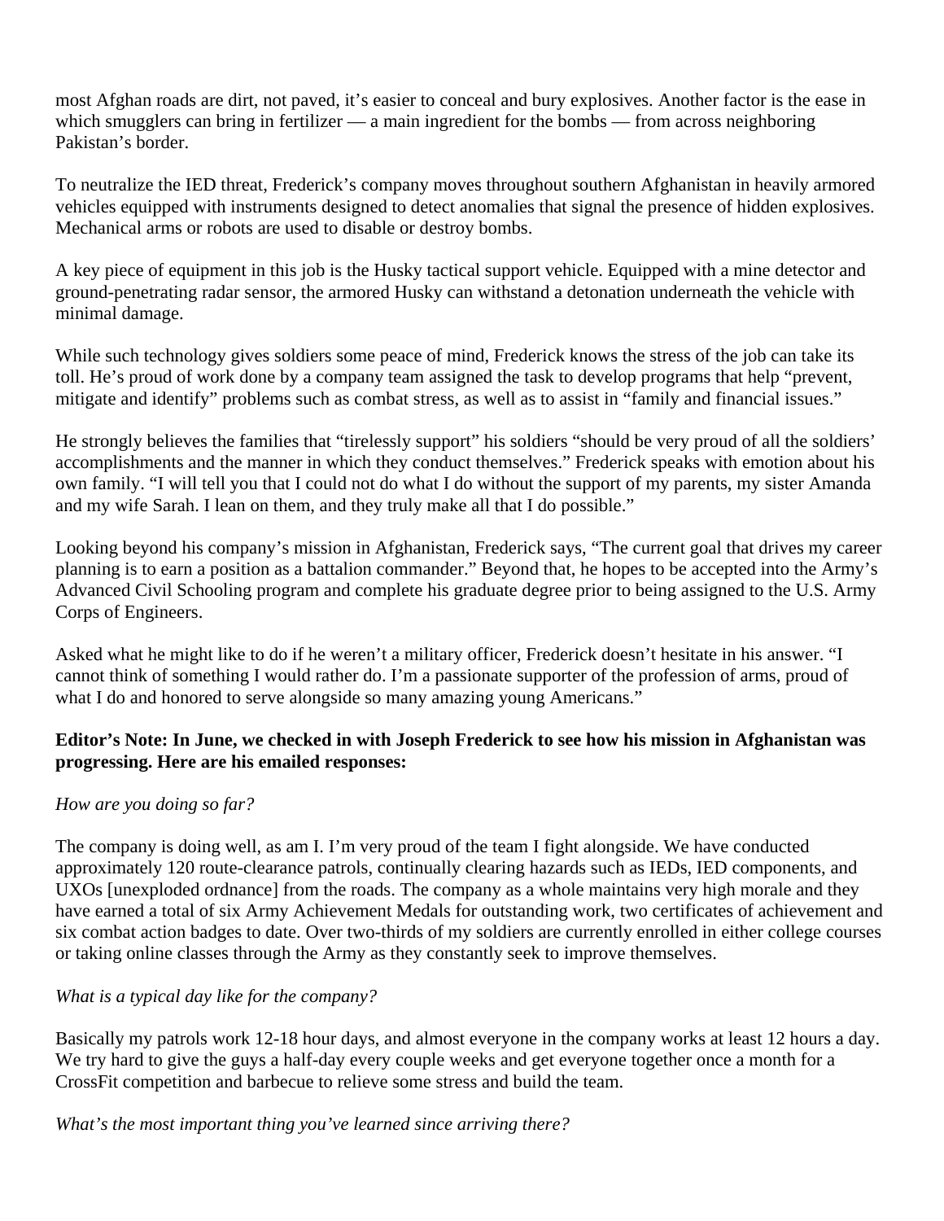most Afghan roads are dirt, not paved, it's easier to conceal and bury explosives. Another factor is the ease in which smugglers can bring in fertilizer — a main ingredient for the bombs — from across neighboring Pakistan's border.

To neutralize the IED threat, Frederick's company moves throughout southern Afghanistan in heavily armored vehicles equipped with instruments designed to detect anomalies that signal the presence of hidden explosives. Mechanical arms or robots are used to disable or destroy bombs.

A key piece of equipment in this job is the Husky tactical support vehicle. Equipped with a mine detector and ground-penetrating radar sensor, the armored Husky can withstand a detonation underneath the vehicle with minimal damage.

While such technology gives soldiers some peace of mind, Frederick knows the stress of the job can take its toll. He's proud of work done by a company team assigned the task to develop programs that help "prevent, mitigate and identify" problems such as combat stress, as well as to assist in "family and financial issues."

He strongly believes the families that "tirelessly support" his soldiers "should be very proud of all the soldiers' accomplishments and the manner in which they conduct themselves." Frederick speaks with emotion about his own family. "I will tell you that I could not do what I do without the support of my parents, my sister Amanda and my wife Sarah. I lean on them, and they truly make all that I do possible."

Looking beyond his company's mission in Afghanistan, Frederick says, "The current goal that drives my career planning is to earn a position as a battalion commander." Beyond that, he hopes to be accepted into the Army's Advanced Civil Schooling program and complete his graduate degree prior to being assigned to the U.S. Army Corps of Engineers.

Asked what he might like to do if he weren't a military officer, Frederick doesn't hesitate in his answer. "I cannot think of something I would rather do. I'm a passionate supporter of the profession of arms, proud of what I do and honored to serve alongside so many amazing young Americans."

**Editor's Note: In June, we checked in with Joseph Frederick to see how his mission in Afghanistan was progressing. Here are his emailed responses:**

*How are you doing so far?*

The company is doing well, as am I. I'm very proud of the team I fight alongside. We have conducted approximately 120 route-clearance patrols, continually clearing hazards such as IEDs, IED components, and UXOs [unexploded ordnance] from the roads. The company as a whole maintains very high morale and they have earned a total of six Army Achievement Medals for outstanding work, two certificates of achievement and six combat action badges to date. Over two-thirds of my soldiers are currently enrolled in either college courses or taking online classes through the Army as they constantly seek to improve themselves.

*What is a typical day like for the company?*

Basically my patrols work 12-18 hour days, and almost everyone in the company works at least 12 hours a day. We try hard to give the guys a half-day every couple weeks and get everyone together once a month for a CrossFit competition and barbecue to relieve some stress and build the team.

*What's the most important thing you've learned since arriving there?*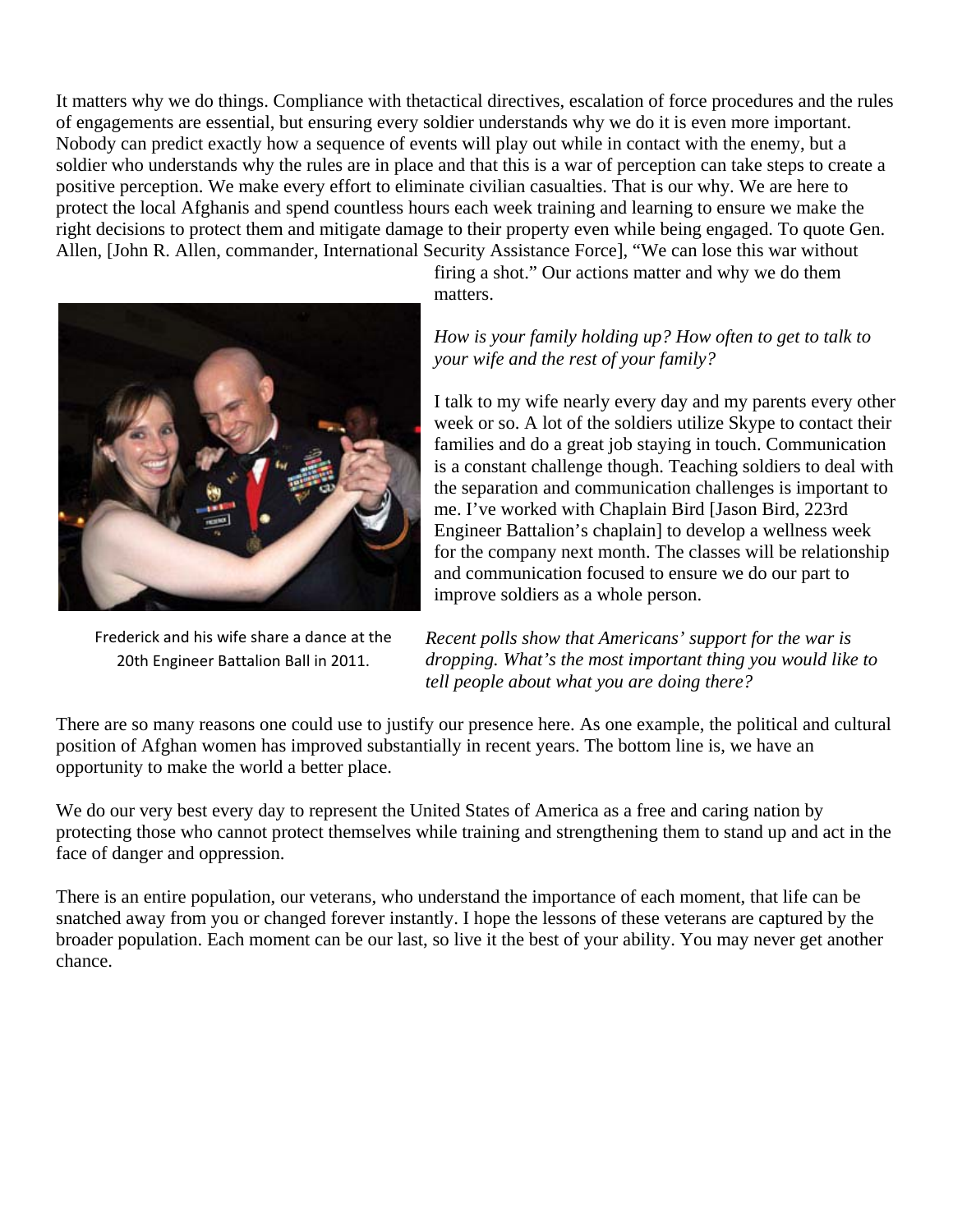It matters why we do things. Compliance with thetactical directives, escalation of force procedures and the rules of engagements are essential, but ensuring every soldier understands why we do it is even more important. Nobody can predict exactly how a sequence of events will play out while in contact with the enemy, but a soldier who understands why the rules are in place and that this is a war of perception can take steps to create a positive perception. We make every effort to eliminate civilian casualties. That is our why. We are here to protect the local Afghanis and spend countless hours each week training and learning to ensure we make the right decisions to protect them and mitigate damage to their property even while being engaged. To quote Gen. Allen, [John R. Allen, commander, International Security Assistance Force], "We can lose this war without firing a shot." Our actions matter and why we do them matters.

Frederick and his wife share a dance at the 20th Engineer Battalion Ball in 2011.

*How is your family holding up? How often to get to talk to your wife and the rest of your family?*

I talk to my wife nearly every day and my parents every other week or so. A lot of the soldiers utilize Skype to contact their families and do a great job staying in touch. Communication is a constant challenge though. Teaching soldiers to deal with the separation and communication challenges is important to me. I've worked with Chaplain Bird [Jason Bird, 223rd Engineer Battalion's chaplain] to develop a wellness week for the company next month. The classes will be relationship and communication focused to ensure we do our part to improve soldiers as a whole person.

*Recent polls show that Americans' support for the war is dropping. What's the most important thing you would like to tell people about what you are doing there?*

There are so many reasons one could use to justify our presence here. As one example, the political and cultural position of Afghan women has improved substantially in recent years. The bottom line is, we have an opportunity to make the world a better place.

We do our very best every day to represent the United States of America as a free and caring nation by protecting those who cannot protect themselves while training and strengthening them to stand up and act in the face of danger and oppression.

There is an entire population, our veterans, who understand the importance of each moment, that life can be snatched away from you or changed forever instantly. I hope the lessons of these veterans are captured by the broader population. Each moment can be our last, so live it the best of your ability. You may never get another chance.